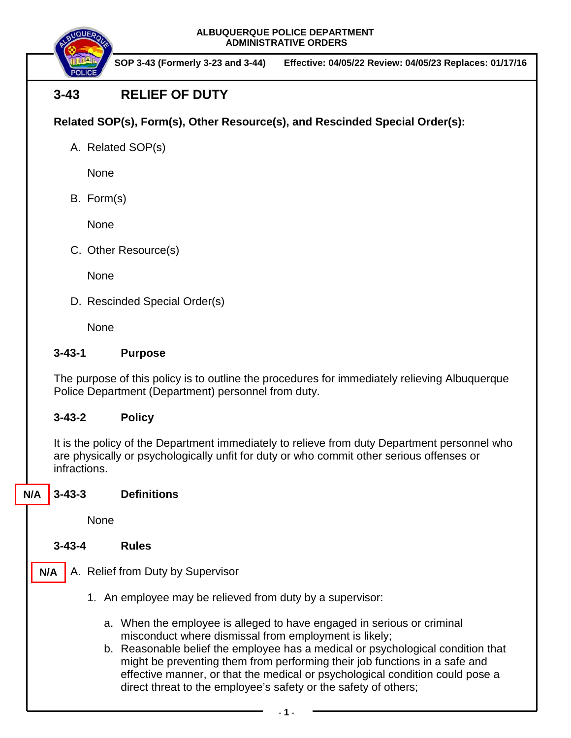ALBUQUERQUE POLICE DEPARTMENT
ADMINISTRATIVE ORDERS

**SOP 3-43 (Formerly 3-23 and 3-44)** **Effective: 04/05/22 Review: 04/05/23 Replaces: 01/17/16**

# 3-43 RELIEF OF DUTY

**Related SOP(s), Form(s), Other Resource(s), and Rescinded Special Order(s):**

A. Related SOP(s)

None

B. Form(s)

None

C. Other Resource(s)

None

D. Rescinded Special Order(s)

None

## 3-43-1 Purpose

The purpose of this policy is to outline the procedures for immediately relieving Albuquerque Police Department (Department) personnel from duty.

## 3-43-2 Policy

It is the policy of the Department immediately to relieve from duty Department personnel who are physically or psychologically unfit for duty or who commit other serious offenses or infractions.

## N/A 3-43-3 Definitions

None

## 3-43-4 Rules

N/A A. Relief from Duty by Supervisor

1. An employee may be relieved from duty by a supervisor:

   a. When the employee is alleged to have engaged in serious or criminal misconduct where dismissal from employment is likely;
   b. Reasonable belief the employee has a medical or psychological condition that might be preventing them from performing their job functions in a safe and effective manner, or that the medical or psychological condition could pose a direct threat to the employee's safety or the safety of others;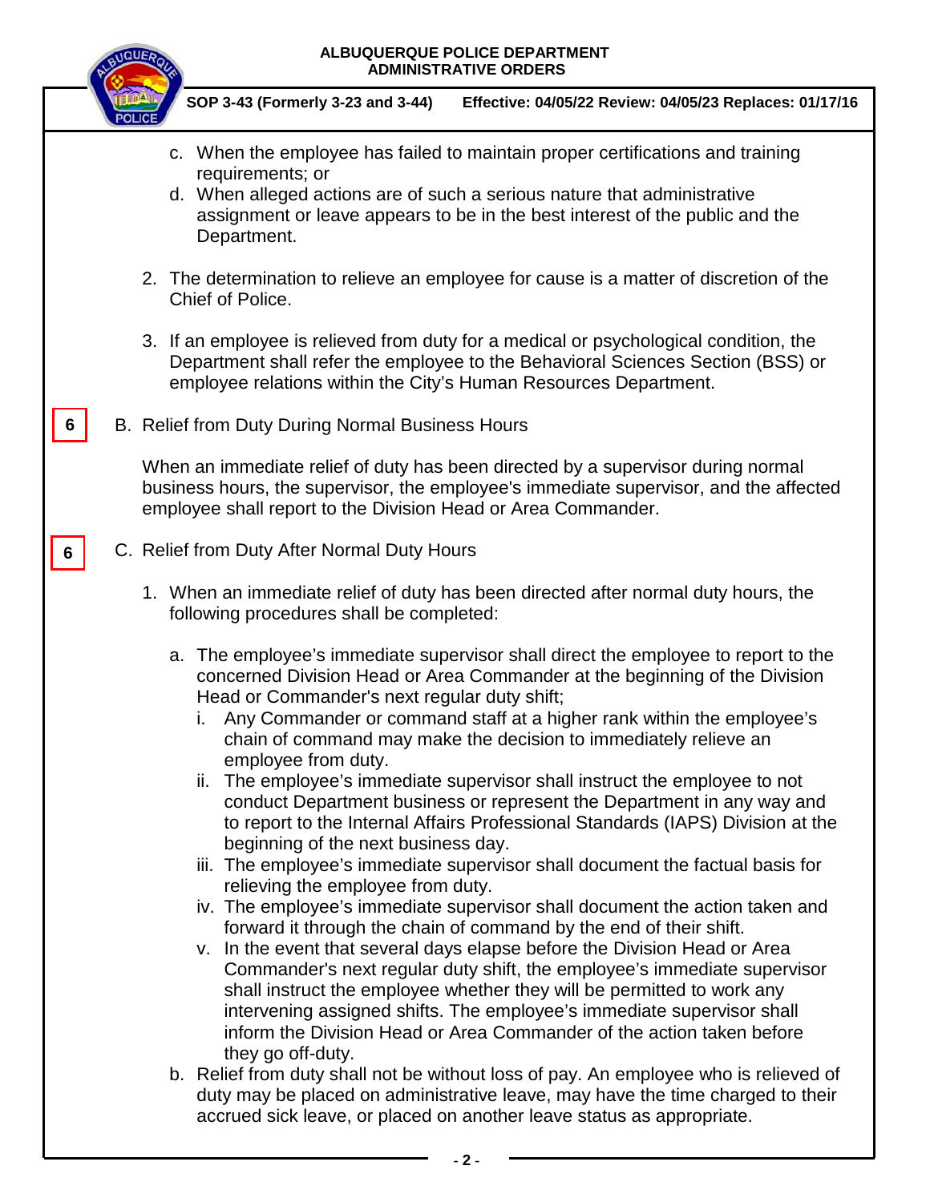c. When the employee has failed to maintain proper certifications and training requirements; or
   d. When alleged actions are of such a serious nature that administrative assignment or leave appears to be in the best interest of the public and the Department.

2. The determination to relieve an employee for cause is a matter of discretion of the Chief of Police.

3. If an employee is relieved from duty for a medical or psychological condition, the Department shall refer the employee to the Behavioral Sciences Section (BSS) or employee relations within the City's Human Resources Department.

6

B. Relief from Duty During Normal Business Hours

When an immediate relief of duty has been directed by a supervisor during normal business hours, the supervisor, the employee's immediate supervisor, and the affected employee shall report to the Division Head or Area Commander.

6

C. Relief from Duty After Normal Duty Hours

1. When an immediate relief of duty has been directed after normal duty hours, the following procedures shall be completed:

   a. The employee's immediate supervisor shall direct the employee to report to the concerned Division Head or Area Commander at the beginning of the Division Head or Commander's next regular duty shift;
      i. Any Commander or command staff at a higher rank within the employee's chain of command may make the decision to immediately relieve an employee from duty.
      ii. The employee's immediate supervisor shall instruct the employee to not conduct Department business or represent the Department in any way and to report to the Internal Affairs Professional Standards (IAPS) Division at the beginning of the next business day.
      iii. The employee's immediate supervisor shall document the factual basis for relieving the employee from duty.
      iv. The employee's immediate supervisor shall document the action taken and forward it through the chain of command by the end of their shift.
      v. In the event that several days elapse before the Division Head or Area Commander's next regular duty shift, the employee's immediate supervisor shall instruct the employee whether they will be permitted to work any intervening assigned shifts. The employee's immediate supervisor shall inform the Division Head or Area Commander of the action taken before they go off-duty.
   b. Relief from duty shall not be without loss of pay. An employee who is relieved of duty may be placed on administrative leave, may have the time charged to their accrued sick leave, or placed on another leave status as appropriate.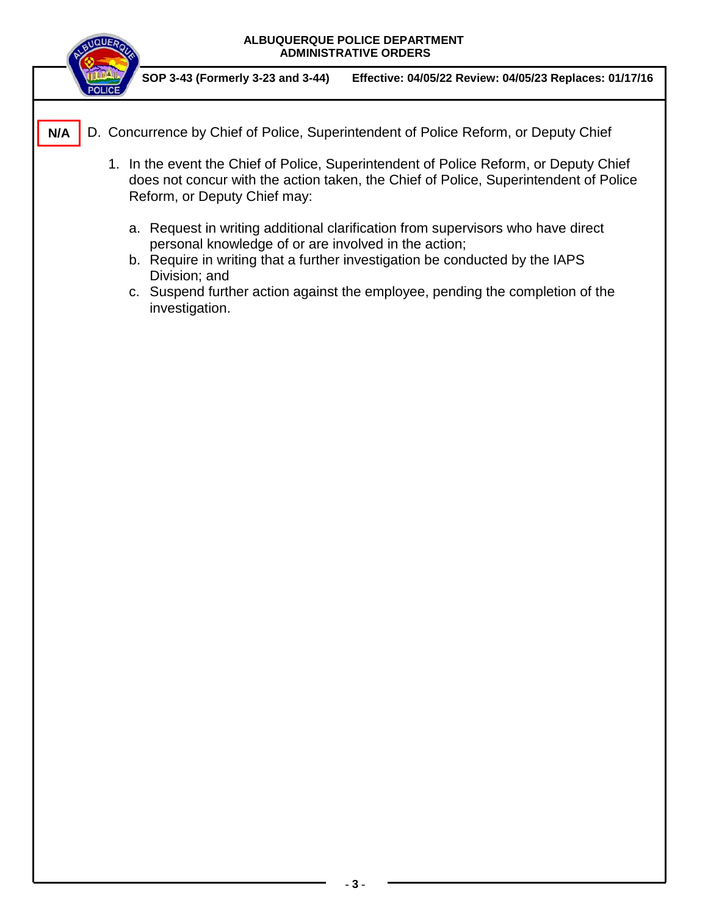**N/A** D. Concurrence by Chief of Police, Superintendent of Police Reform, or Deputy Chief

1. In the event the Chief of Police, Superintendent of Police Reform, or Deputy Chief does not concur with the action taken, the Chief of Police, Superintendent of Police Reform, or Deputy Chief may:

   a. Request in writing additional clarification from supervisors who have direct personal knowledge of or are involved in the action;
   b. Require in writing that a further investigation be conducted by the IAPS Division; and
   c. Suspend further action against the employee, pending the completion of the investigation.